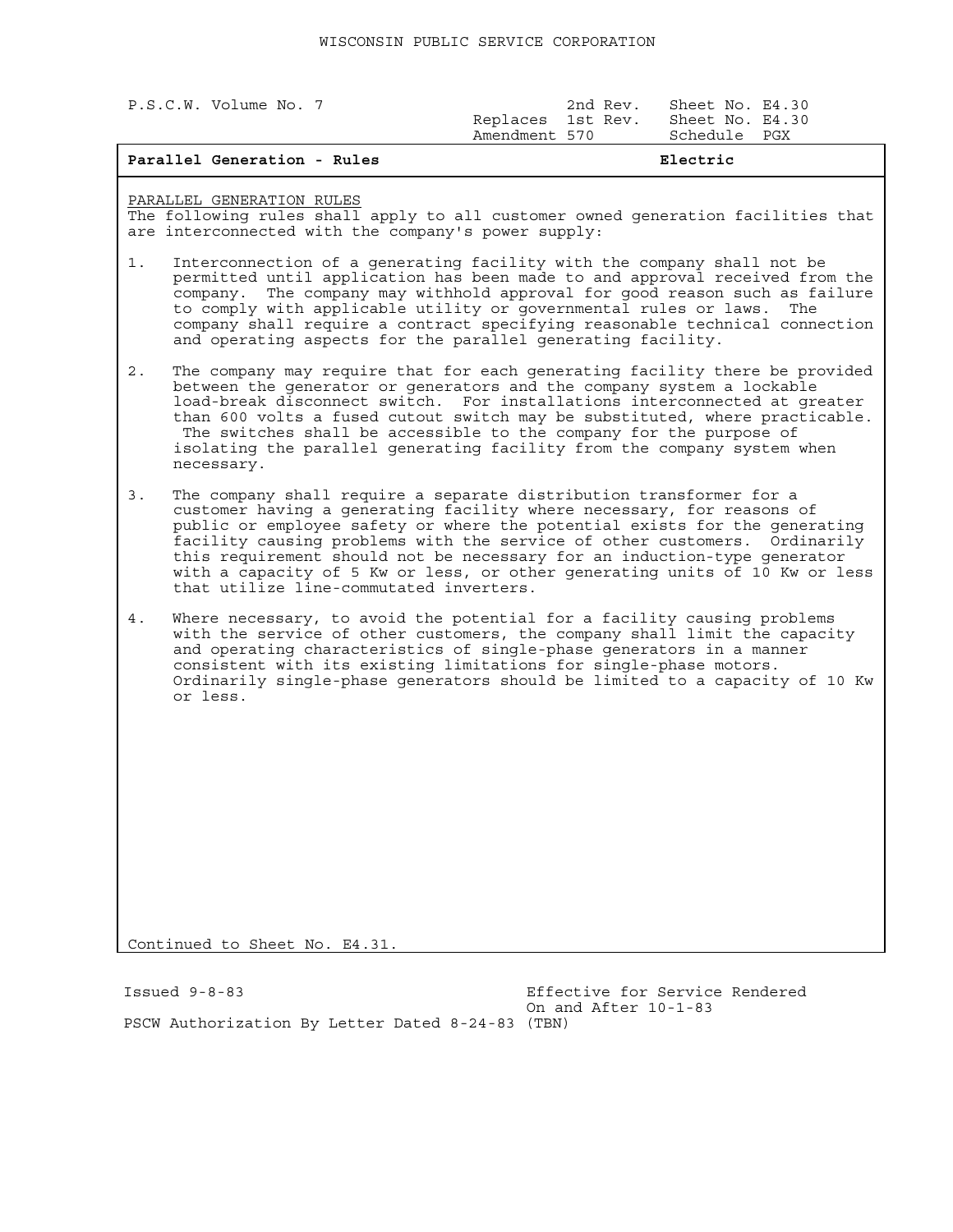WISCONSIN PUBLIC SERVICE CORPORATION

P.S.C.W. Volume No. 7 — 2nd Rev. Sheet No. E4.30
Replaces 1st Rev. Sheet No. E4.30
Amendment 570 — Schedule PGX

**Parallel Generation - Rules** — **Electric**

PARALLEL GENERATION RULES

The following rules shall apply to all customer owned generation facilities that are interconnected with the company's power supply:

1. Interconnection of a generating facility with the company shall not be permitted until application has been made to and approval received from the company. The company may withhold approval for good reason such as failure to comply with applicable utility or governmental rules or laws. The company shall require a contract specifying reasonable technical connection and operating aspects for the parallel generating facility.

2. The company may require that for each generating facility there be provided between the generator or generators and the company system a lockable load-break disconnect switch. For installations interconnected at greater than 600 volts a fused cutout switch may be substituted, where practicable. The switches shall be accessible to the company for the purpose of isolating the parallel generating facility from the company system when necessary.

3. The company shall require a separate distribution transformer for a customer having a generating facility where necessary, for reasons of public or employee safety or where the potential exists for the generating facility causing problems with the service of other customers. Ordinarily this requirement should not be necessary for an induction-type generator with a capacity of 5 Kw or less, or other generating units of 10 Kw or less that utilize line-commutated inverters.

4. Where necessary, to avoid the potential for a facility causing problems with the service of other customers, the company shall limit the capacity and operating characteristics of single-phase generators in a manner consistent with its existing limitations for single-phase motors. Ordinarily single-phase generators should be limited to a capacity of 10 Kw or less.

Continued to Sheet No. E4.31.

Issued 9-8-83 — Effective for Service Rendered On and After 10-1-83

PSCW Authorization By Letter Dated 8-24-83 (TBN)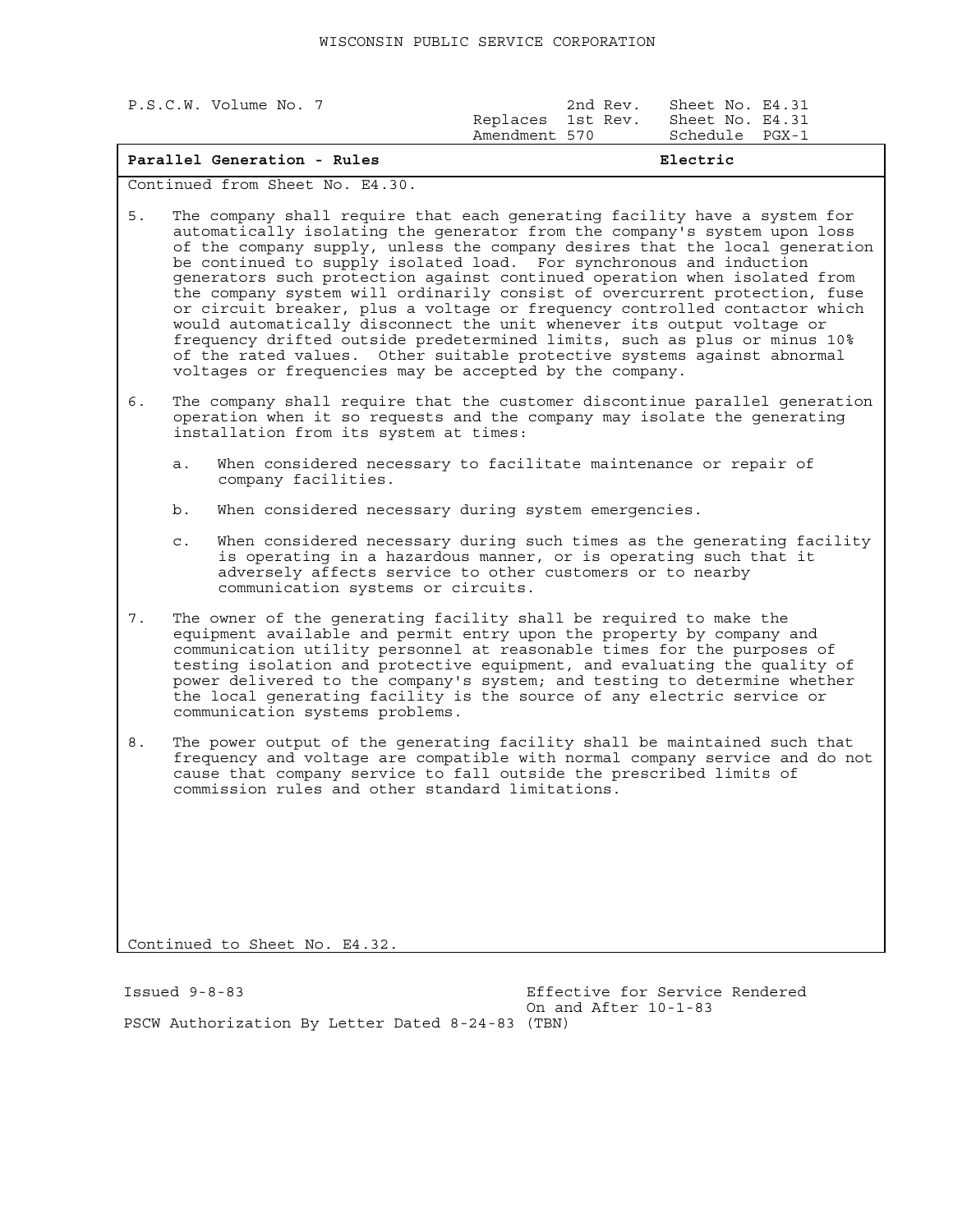WISCONSIN PUBLIC SERVICE CORPORATION

| P.S.C.W. Volume No. 7 | 2nd Rev. Sheet No. E4.31 |
|---|---|
| | Replaces 1st Rev. Sheet No. E4.31 |
| | Amendment 570 Schedule PGX-1 |

**Parallel Generation - Rules** **Electric**

Continued from Sheet No. E4.30.

5. The company shall require that each generating facility have a system for automatically isolating the generator from the company's system upon loss of the company supply, unless the company desires that the local generation be continued to supply isolated load. For synchronous and induction generators such protection against continued operation when isolated from the company system will ordinarily consist of overcurrent protection, fuse or circuit breaker, plus a voltage or frequency controlled contactor which would automatically disconnect the unit whenever its output voltage or frequency drifted outside predetermined limits, such as plus or minus 10% of the rated values. Other suitable protective systems against abnormal voltages or frequencies may be accepted by the company.

6. The company shall require that the customer discontinue parallel generation operation when it so requests and the company may isolate the generating installation from its system at times:

   a. When considered necessary to facilitate maintenance or repair of company facilities.

   b. When considered necessary during system emergencies.

   c. When considered necessary during such times as the generating facility is operating in a hazardous manner, or is operating such that it adversely affects service to other customers or to nearby communication systems or circuits.

7. The owner of the generating facility shall be required to make the equipment available and permit entry upon the property by company and communication utility personnel at reasonable times for the purposes of testing isolation and protective equipment, and evaluating the quality of power delivered to the company's system; and testing to determine whether the local generating facility is the source of any electric service or communication systems problems.

8. The power output of the generating facility shall be maintained such that frequency and voltage are compatible with normal company service and do not cause that company service to fall outside the prescribed limits of commission rules and other standard limitations.

Continued to Sheet No. E4.32.

Issued 9-8-83

Effective for Service Rendered On and After 10-1-83

PSCW Authorization By Letter Dated 8-24-83 (TBN)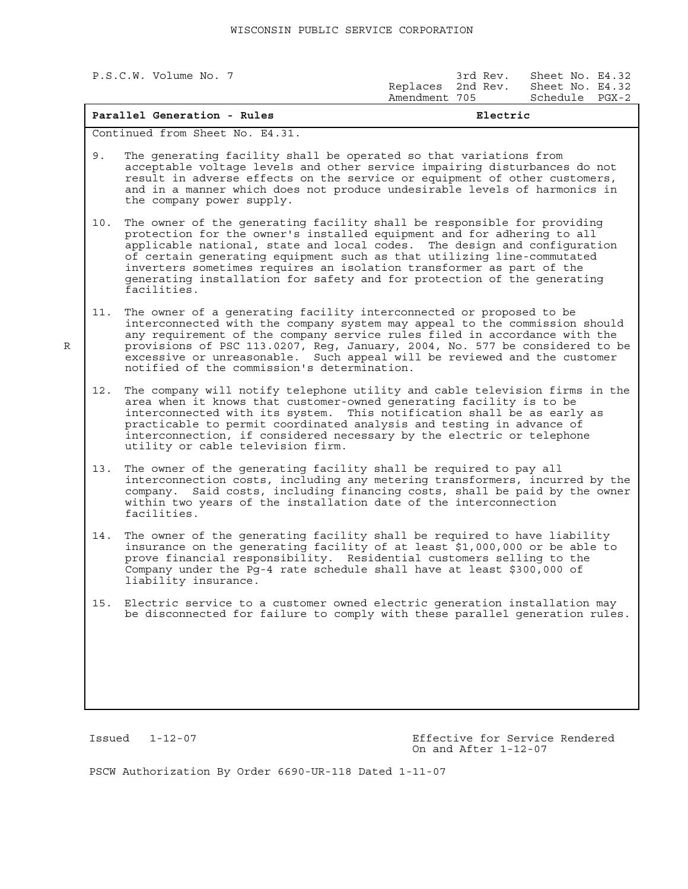P.S.C.W. Volume No. 7

3rd Rev. Sheet No. E4.32
Replaces 2nd Rev. Sheet No. E4.32
Amendment 705 Schedule PGX-2

**Parallel Generation - Rules** **Electric**

Continued from Sheet No. E4.31.

9. The generating facility shall be operated so that variations from acceptable voltage levels and other service impairing disturbances do not result in adverse effects on the service or equipment of other customers, and in a manner which does not produce undesirable levels of harmonics in the company power supply.

10. The owner of the generating facility shall be responsible for providing protection for the owner's installed equipment and for adhering to all applicable national, state and local codes. The design and configuration of certain generating equipment such as that utilizing line-commutated inverters sometimes requires an isolation transformer as part of the generating installation for safety and for protection of the generating facilities.

11. The owner of a generating facility interconnected or proposed to be interconnected with the company system may appeal to the commission should any requirement of the company service rules filed in accordance with the provisions of PSC 113.0207, Reg, January, 2004, No. 577 be considered to be excessive or unreasonable. Such appeal will be reviewed and the customer notified of the commission's determination.

R

12. The company will notify telephone utility and cable television firms in the area when it knows that customer-owned generating facility is to be interconnected with its system. This notification shall be as early as practicable to permit coordinated analysis and testing in advance of interconnection, if considered necessary by the electric or telephone utility or cable television firm.

13. The owner of the generating facility shall be required to pay all interconnection costs, including any metering transformers, incurred by the company. Said costs, including financing costs, shall be paid by the owner within two years of the installation date of the interconnection facilities.

14. The owner of the generating facility shall be required to have liability insurance on the generating facility of at least $1,000,000 or be able to prove financial responsibility. Residential customers selling to the Company under the Pg-4 rate schedule shall have at least $300,000 of liability insurance.

15. Electric service to a customer owned electric generation installation may be disconnected for failure to comply with these parallel generation rules.

Issued 1-12-07

Effective for Service Rendered On and After 1-12-07

PSCW Authorization By Order 6690-UR-118 Dated 1-11-07